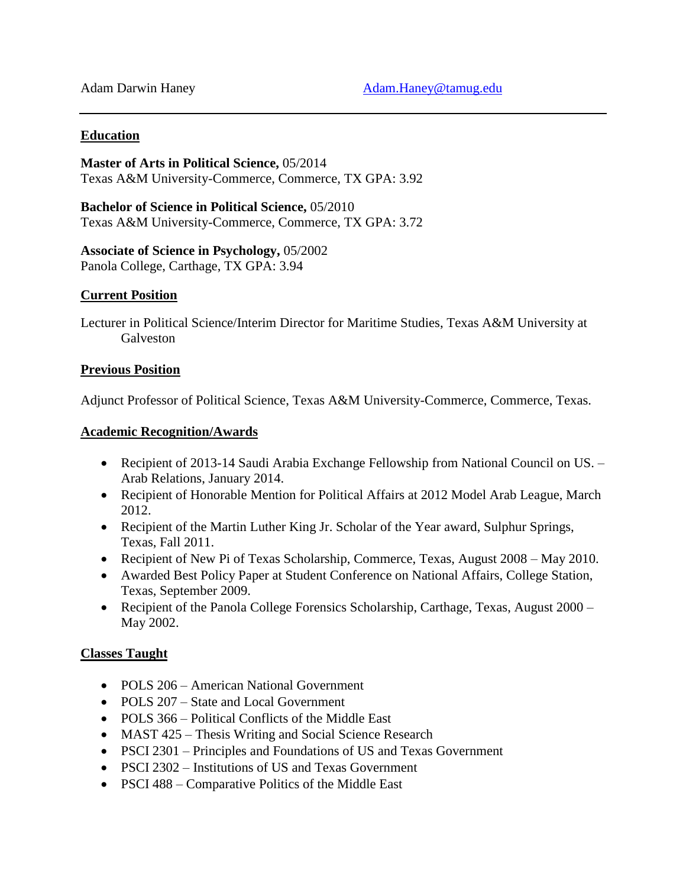Adam Darwin Haney Adam.Haney@tamug.edu

---

## Education

**Master of Arts in Political Science,** 05/2014
Texas A&M University-Commerce, Commerce, TX GPA: 3.92

**Bachelor of Science in Political Science,** 05/2010
Texas A&M University-Commerce, Commerce, TX GPA: 3.72

**Associate of Science in Psychology,** 05/2002
Panola College, Carthage, TX GPA: 3.94

## Current Position

Lecturer in Political Science/Interim Director for Maritime Studies, Texas A&M University at Galveston

## Previous Position

Adjunct Professor of Political Science, Texas A&M University-Commerce, Commerce, Texas.

## Academic Recognition/Awards

- Recipient of 2013-14 Saudi Arabia Exchange Fellowship from National Council on US. – Arab Relations, January 2014.
- Recipient of Honorable Mention for Political Affairs at 2012 Model Arab League, March 2012.
- Recipient of the Martin Luther King Jr. Scholar of the Year award, Sulphur Springs, Texas, Fall 2011.
- Recipient of New Pi of Texas Scholarship, Commerce, Texas, August 2008 – May 2010.
- Awarded Best Policy Paper at Student Conference on National Affairs, College Station, Texas, September 2009.
- Recipient of the Panola College Forensics Scholarship, Carthage, Texas, August 2000 – May 2002.

## Classes Taught

- POLS 206 – American National Government
- POLS 207 – State and Local Government
- POLS 366 – Political Conflicts of the Middle East
- MAST 425 – Thesis Writing and Social Science Research
- PSCI 2301 – Principles and Foundations of US and Texas Government
- PSCI 2302 – Institutions of US and Texas Government
- PSCI 488 – Comparative Politics of the Middle East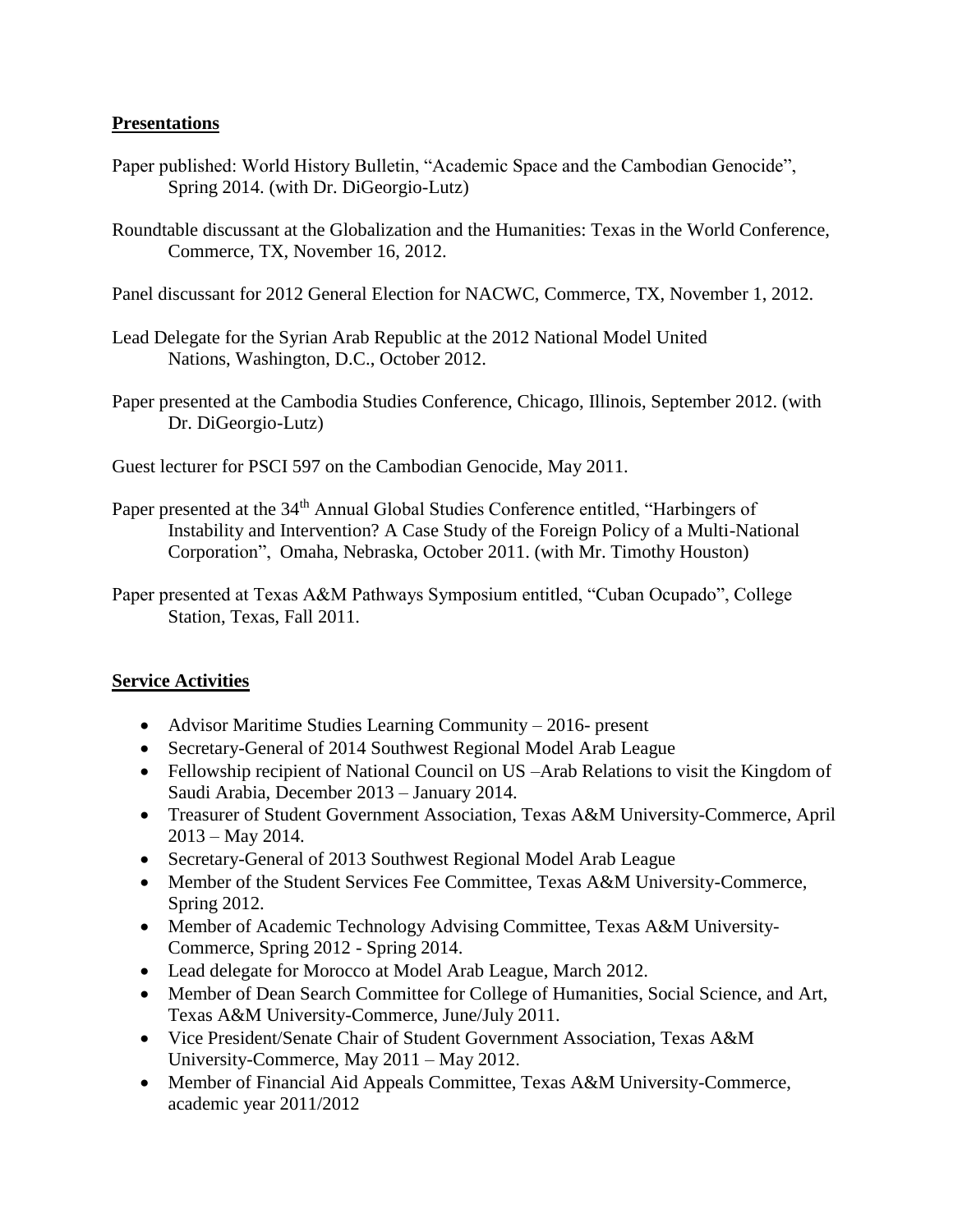## Presentations

Paper published: World History Bulletin, "Academic Space and the Cambodian Genocide", Spring 2014. (with Dr. DiGeorgio-Lutz)

Roundtable discussant at the Globalization and the Humanities: Texas in the World Conference, Commerce, TX, November 16, 2012.

Panel discussant for 2012 General Election for NACWC, Commerce, TX, November 1, 2012.

Lead Delegate for the Syrian Arab Republic at the 2012 National Model United Nations, Washington, D.C., October 2012.

Paper presented at the Cambodia Studies Conference, Chicago, Illinois, September 2012. (with Dr. DiGeorgio-Lutz)

Guest lecturer for PSCI 597 on the Cambodian Genocide, May 2011.

Paper presented at the 34th Annual Global Studies Conference entitled, "Harbingers of Instability and Intervention? A Case Study of the Foreign Policy of a Multi-National Corporation", Omaha, Nebraska, October 2011. (with Mr. Timothy Houston)

Paper presented at Texas A&M Pathways Symposium entitled, "Cuban Ocupado", College Station, Texas, Fall 2011.

## Service Activities

- Advisor Maritime Studies Learning Community – 2016- present
- Secretary-General of 2014 Southwest Regional Model Arab League
- Fellowship recipient of National Council on US –Arab Relations to visit the Kingdom of Saudi Arabia, December 2013 – January 2014.
- Treasurer of Student Government Association, Texas A&M University-Commerce, April 2013 – May 2014.
- Secretary-General of 2013 Southwest Regional Model Arab League
- Member of the Student Services Fee Committee, Texas A&M University-Commerce, Spring 2012.
- Member of Academic Technology Advising Committee, Texas A&M University-Commerce, Spring 2012 - Spring 2014.
- Lead delegate for Morocco at Model Arab League, March 2012.
- Member of Dean Search Committee for College of Humanities, Social Science, and Art, Texas A&M University-Commerce, June/July 2011.
- Vice President/Senate Chair of Student Government Association, Texas A&M University-Commerce, May 2011 – May 2012.
- Member of Financial Aid Appeals Committee, Texas A&M University-Commerce, academic year 2011/2012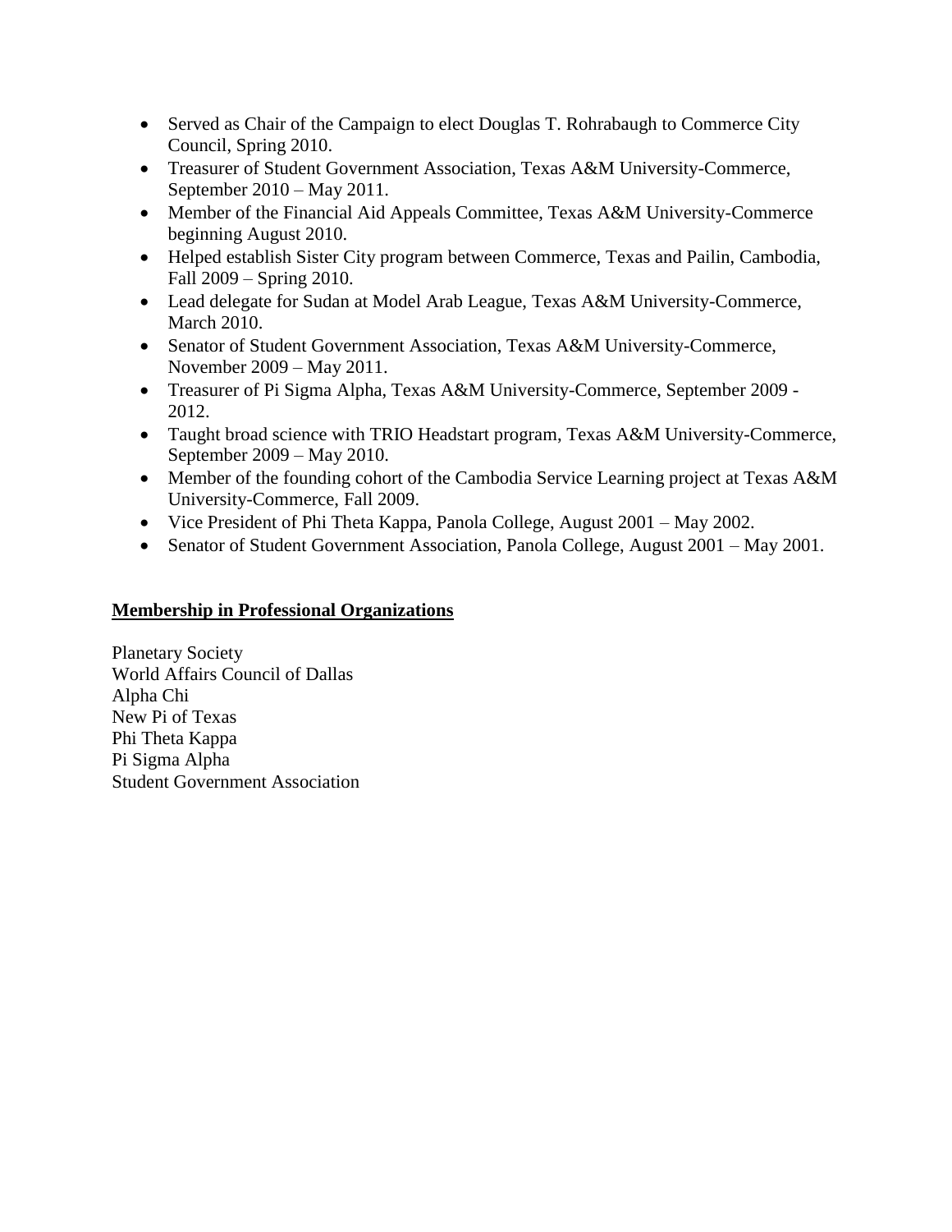- Served as Chair of the Campaign to elect Douglas T. Rohrabaugh to Commerce City Council, Spring 2010.
- Treasurer of Student Government Association, Texas A&M University-Commerce, September 2010 – May 2011.
- Member of the Financial Aid Appeals Committee, Texas A&M University-Commerce beginning August 2010.
- Helped establish Sister City program between Commerce, Texas and Pailin, Cambodia, Fall 2009 – Spring 2010.
- Lead delegate for Sudan at Model Arab League, Texas A&M University-Commerce, March 2010.
- Senator of Student Government Association, Texas A&M University-Commerce, November 2009 – May 2011.
- Treasurer of Pi Sigma Alpha, Texas A&M University-Commerce, September 2009 - 2012.
- Taught broad science with TRIO Headstart program, Texas A&M University-Commerce, September 2009 – May 2010.
- Member of the founding cohort of the Cambodia Service Learning project at Texas A&M University-Commerce, Fall 2009.
- Vice President of Phi Theta Kappa, Panola College, August 2001 – May 2002.
- Senator of Student Government Association, Panola College, August 2001 – May 2001.

**Membership in Professional Organizations**

Planetary Society
World Affairs Council of Dallas
Alpha Chi
New Pi of Texas
Phi Theta Kappa
Pi Sigma Alpha
Student Government Association